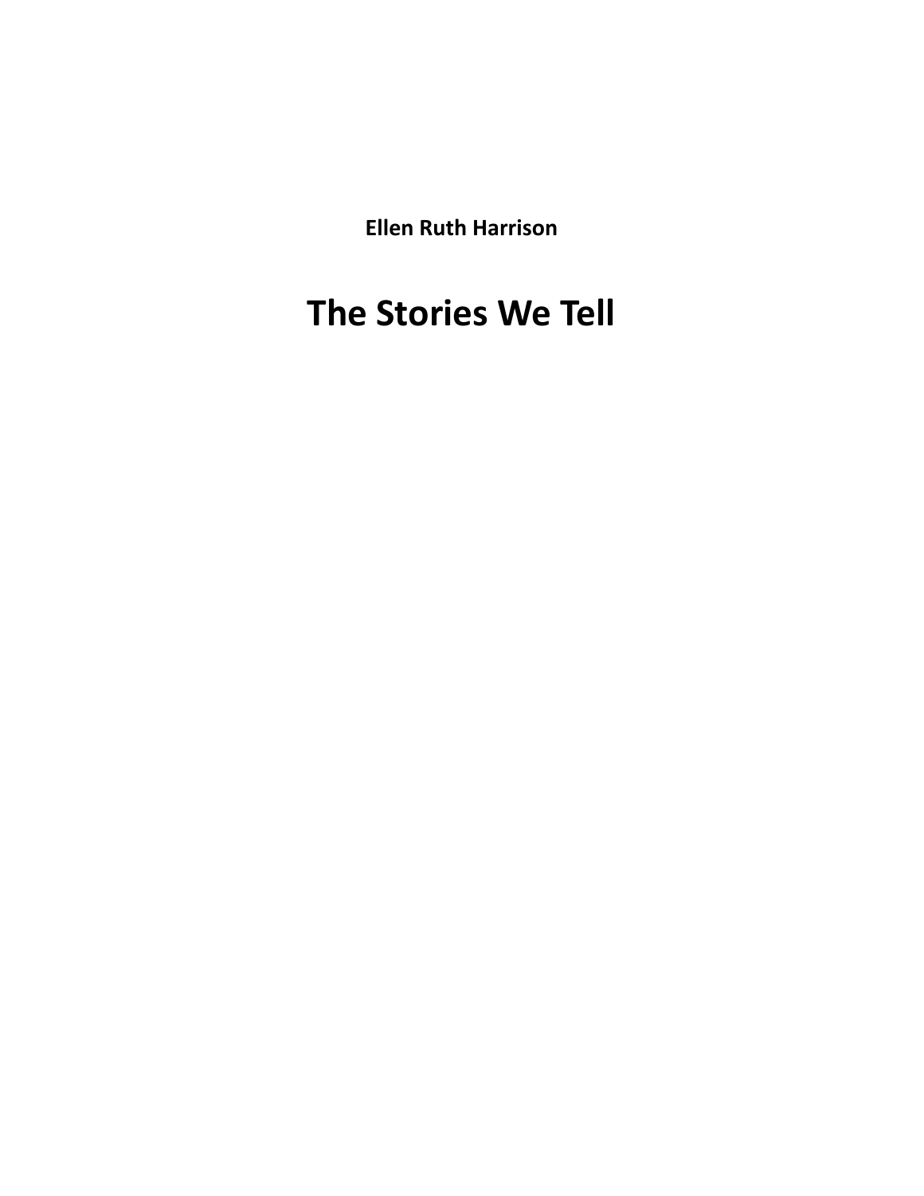**Ellen Ruth Harrison**

# The Stories We Tell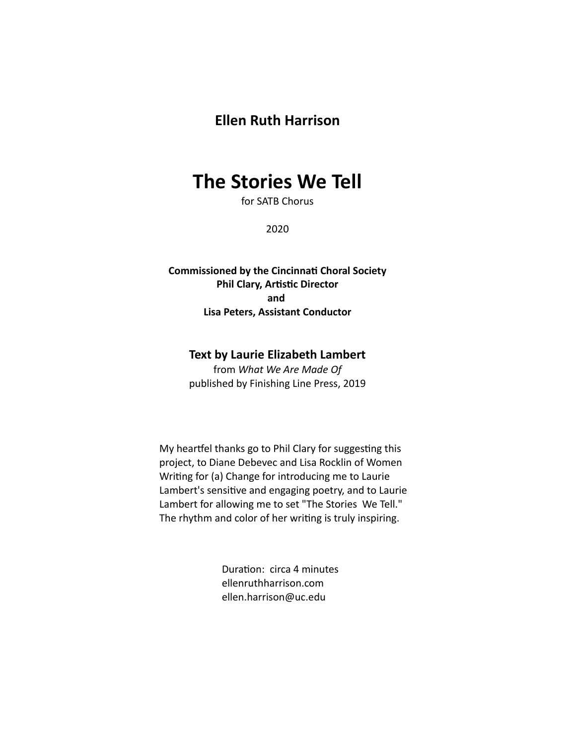**Ellen Ruth Harrison**

# The Stories We Tell

for SATB Chorus

2020

**Commissioned by the Cincinnati Choral Society**
**Phil Clary, Artistic Director**
**and**
**Lisa Peters, Assistant Conductor**

**Text by Laurie Elizabeth Lambert**
from *What We Are Made Of*
published by Finishing Line Press, 2019

My heartfel thanks go to Phil Clary for suggesting this project, to Diane Debevec and Lisa Rocklin of Women Writing for (a) Change for introducing me to Laurie Lambert's sensitive and engaging poetry, and to Laurie Lambert for allowing me to set "The Stories We Tell." The rhythm and color of her writing is truly inspiring.

Duration: circa 4 minutes
ellenruthharrison.com
ellen.harrison@uc.edu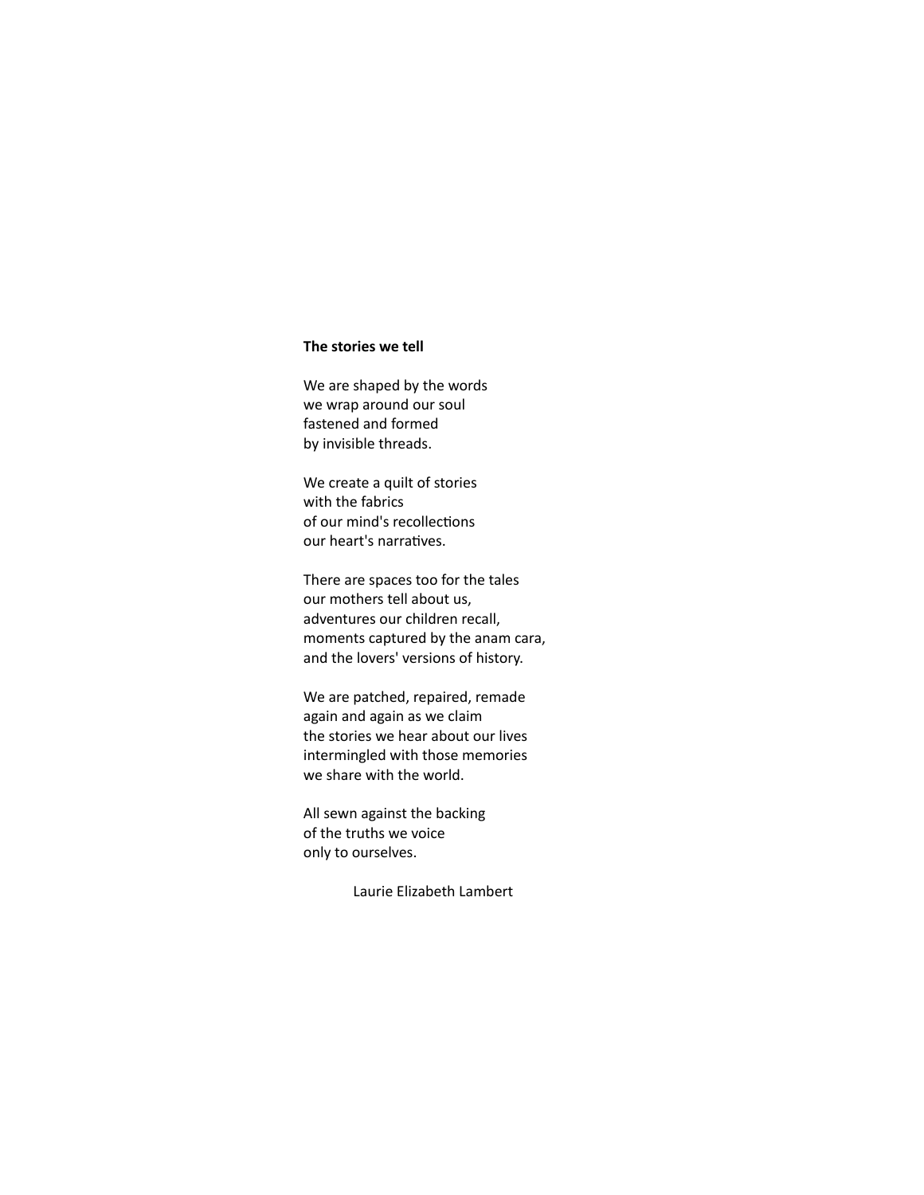**The stories we tell**

We are shaped by the words  
we wrap around our soul  
fastened and formed  
by invisible threads.

We create a quilt of stories  
with the fabrics  
of our mind's recollections  
our heart's narratives.

There are spaces too for the tales  
our mothers tell about us,  
adventures our children recall,  
moments captured by the anam cara,  
and the lovers' versions of history.

We are patched, repaired, remade  
again and again as we claim  
the stories we hear about our lives  
intermingled with those memories  
we share with the world.

All sewn against the backing  
of the truths we voice  
only to ourselves.

Laurie Elizabeth Lambert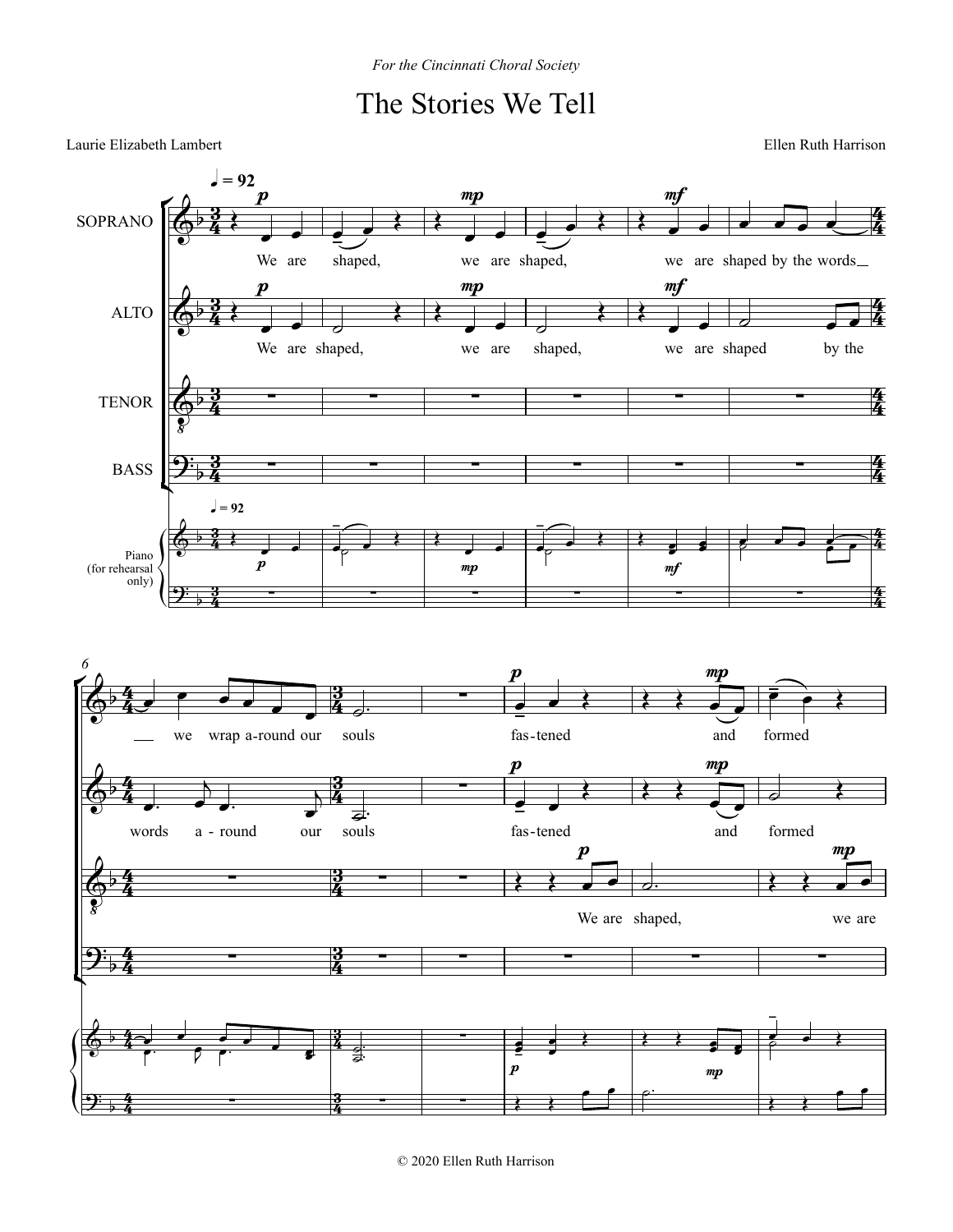*For the Cincinnati Choral Society*

# The Stories We Tell

Laurie Elizabeth Lambert

Ellen Ruth Harrison

© 2020 Ellen Ruth Harrison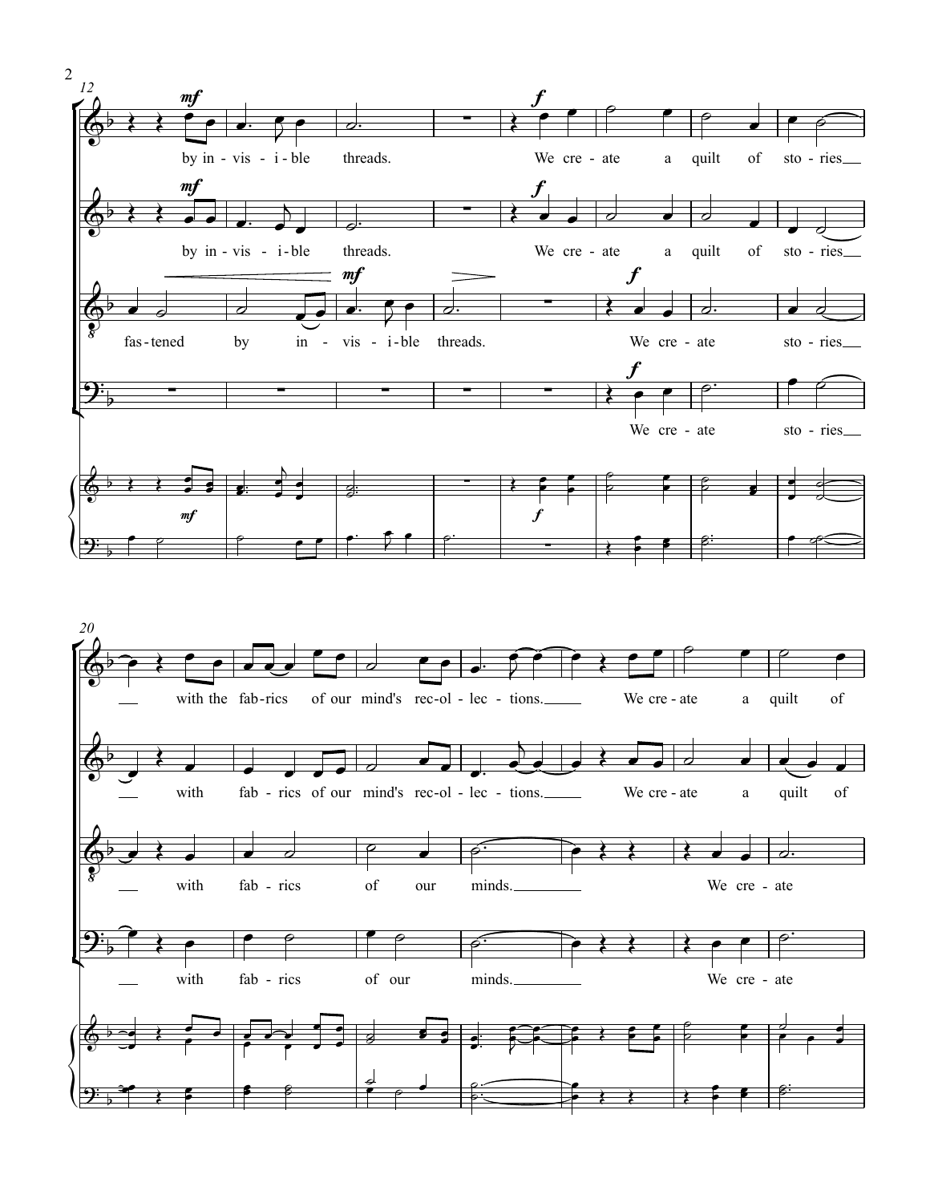by in - vis - i - ble threads. We cre - ate a quilt of sto - ries

by in - vis - i - ble threads. We cre - ate a quilt of sto - ries

fas - tened by in - vis - i - ble threads. We cre - ate sto - ries

We cre - ate sto - ries

with the fab - rics of our mind's rec - ol - lec - tions. We cre - ate a quilt of

with fab - rics of our mind's rec - ol - lec - tions. We cre - ate a quilt of

with fab - rics of our minds. We cre - ate

with fab - rics of our minds. We cre - ate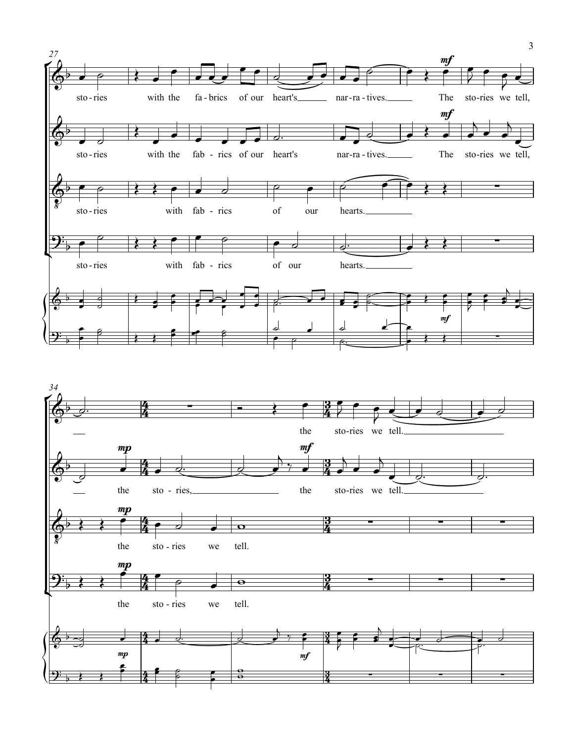27

sto - ries with the fa - brics of our heart's nar - ra - tives. *mf* The sto - ries we tell,

sto - ries with the fab - rics of our heart's nar - ra - tives. *mf* The sto - ries we tell,

sto - ries with fab - rics of our hearts.

sto - ries with fab - rics of our hearts.

34

the sto - ries we tell.

*mp* the sto - ries, *mf* the sto - ries we tell.

*mp* the sto - ries we tell.

*mp* the sto - ries we tell.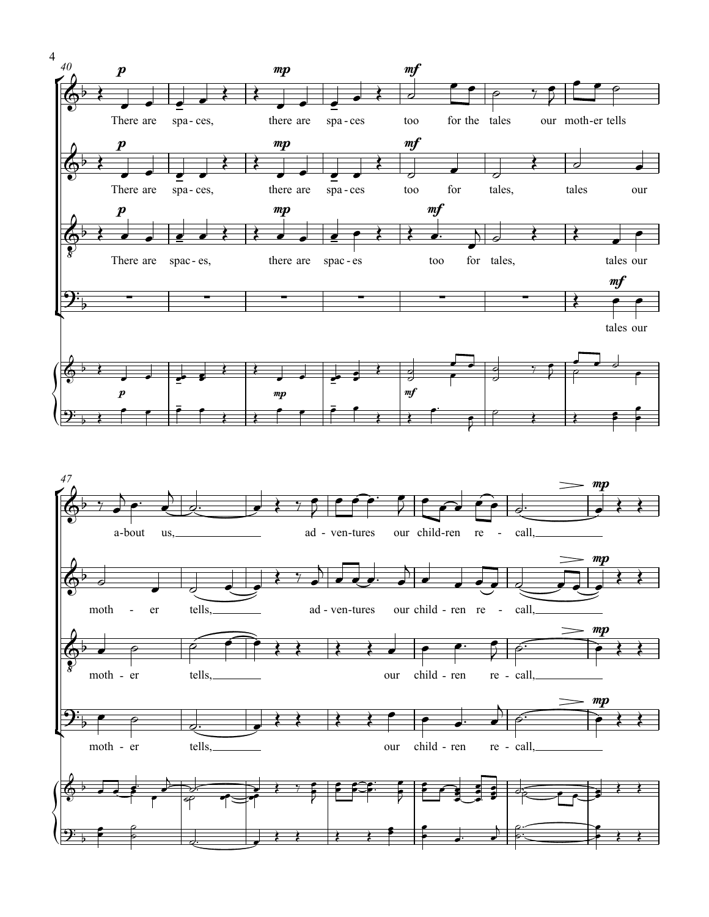There are spa - ces, there are spa - ces too for the tales our moth - er tells

There are spa - ces, there are spa - ces too for tales, tales our

There are spac - es, there are spac - es too for tales, tales our

tales our

a - bout us, ad - ven - tures our chil - dren re - call,

moth - er tells, ad - ven - tures our child - ren re - call,

moth - er tells, our child - ren re - call,

moth - er tells, our child - ren re - call,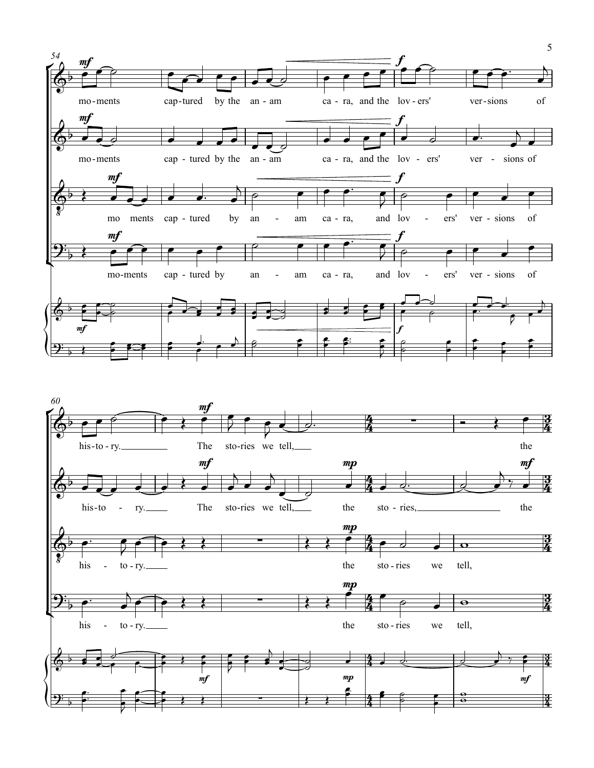54

**Soprano:** mo-ments cap-tured by the an-am ca-ra, and the lov-ers' ver-sions of his-to-ry. The sto-ries we tell, the

**Alto:** mo-ments cap-tured by the an-am ca-ra, and the lov-ers' ver-sions of his-to-ry. The sto-ries we tell, the sto-ries, the

**Tenor:** mo ments cap-tured by an-am ca-ra, and lov-ers' ver-sions of his-to-ry. the sto-ries we tell,

**Bass:** mo-ments cap-tured by an-am ca-ra, and lov-ers' ver-sions of his-to-ry. the sto-ries we tell,

60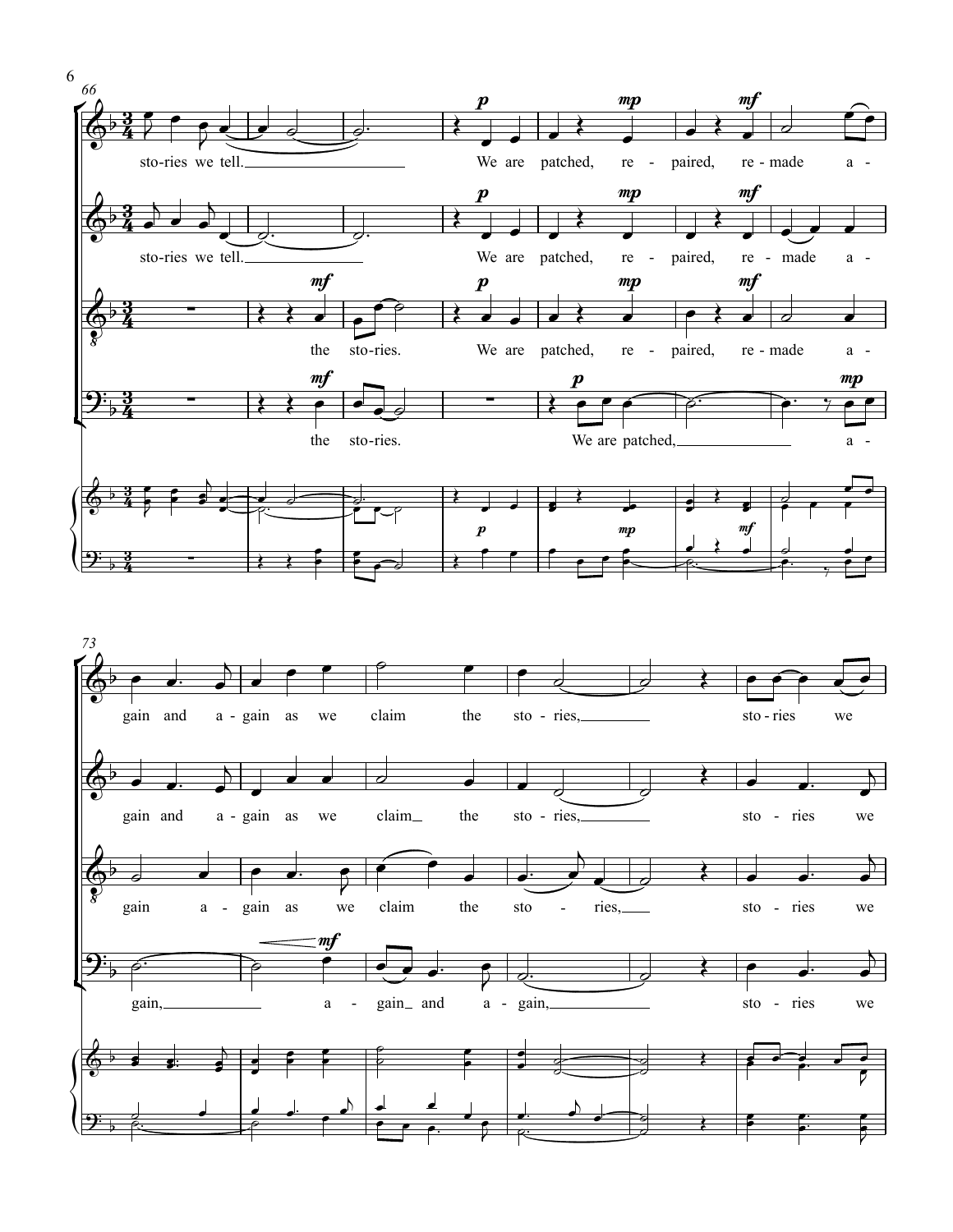66

sto-ries we tell. We are patched, re - paired, re - made a -

sto-ries we tell. We are patched, re - paired, re - made a -

the sto-ries. We are patched, re - paired, re - made a -

the sto-ries. We are patched, a -

73

gain and a - gain as we claim the sto - ries, sto - ries we

gain and a - gain as we claim the sto - ries, sto - ries we

gain a - gain as we claim the sto - ries, sto - ries we

gain, a - gain and a - gain, sto - ries we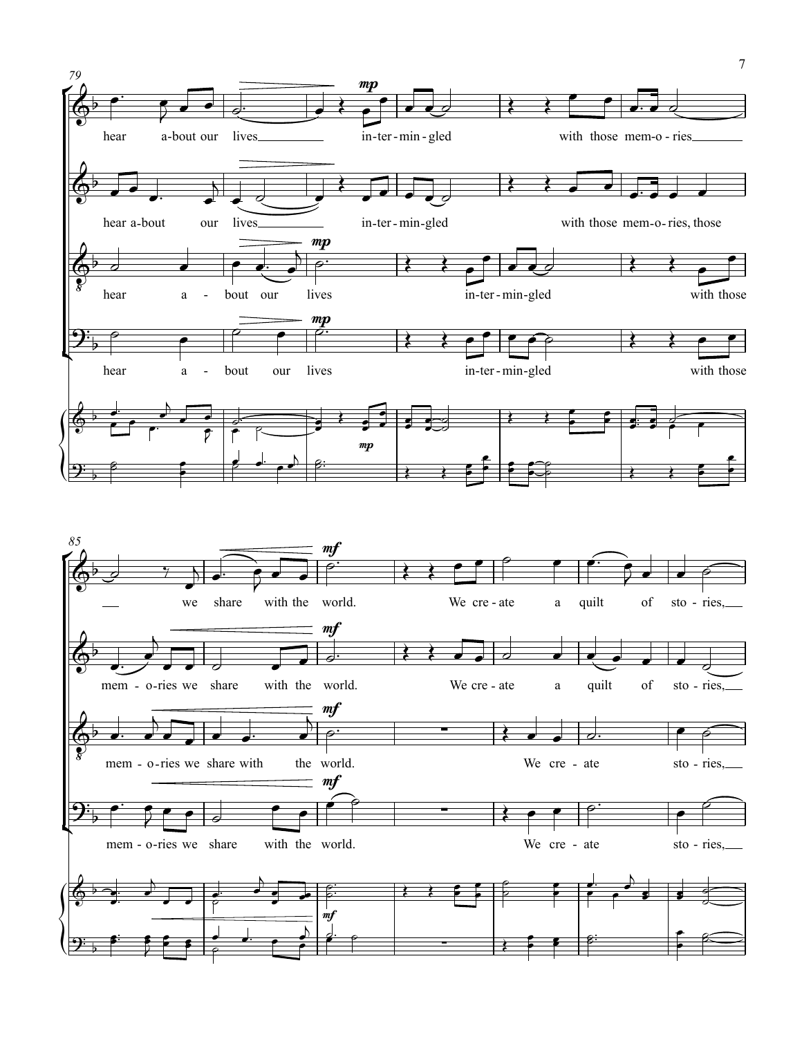79

hear a-bout our lives in-ter-min-gled with those mem-o-ries

hear a-bout our lives in-ter-min-gled with those mem-o-ries, those

hear a - bout our lives in-ter-min-gled with those

hear a - bout our lives in-ter-min-gled with those

85

we share with the world. We cre-ate a quilt of sto-ries,

mem - o-ries we share with the world. We cre-ate a quilt of sto-ries,

mem - o-ries we share with the world. We cre - ate sto - ries,

mem - o-ries we share with the world. We cre - ate sto - ries,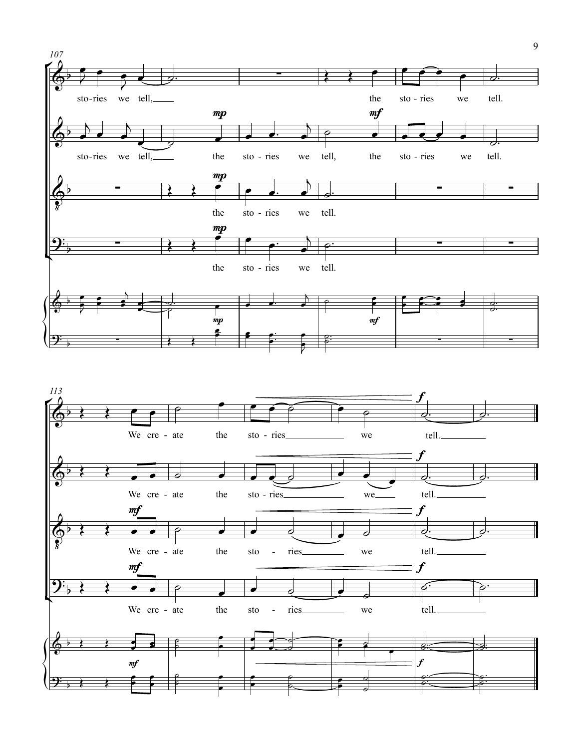107

stories we tell, the stories we tell.

stories we tell, the stories we tell, the stories we tell.

the stories we tell.

the stories we tell.

113

We create the stories we tell.

We create the stories we tell.

We create the stories we tell.

We create the stories we tell.